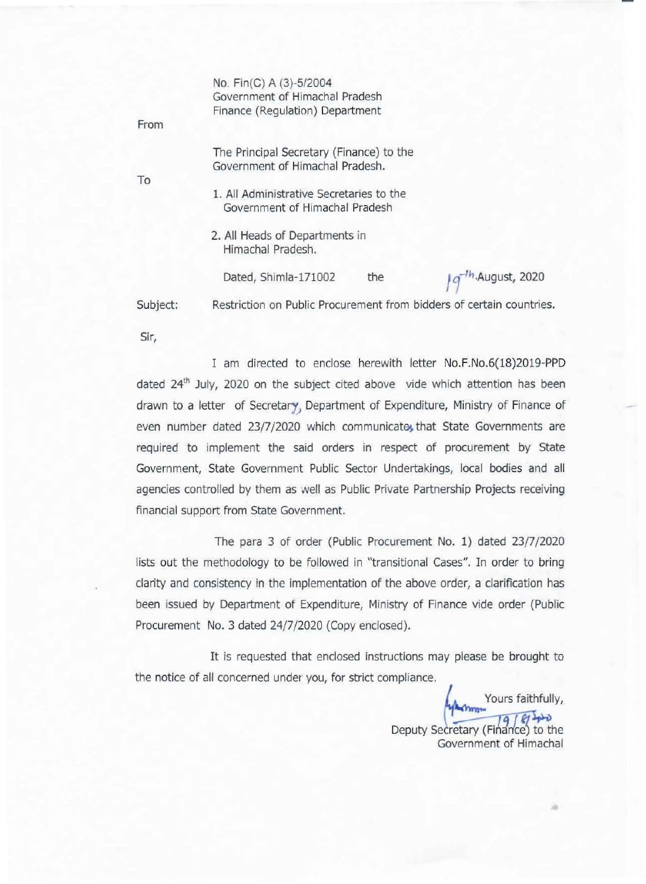No. Fin(C) A (3)-5/2004
Government of Himachal Pradesh
Finance (Regulation) Department

From

The Principal Secretary (Finance) to the
Government of Himachal Pradesh.

To

1. All Administrative Secretaries to the Government of Himachal Pradesh
2. All Heads of Departments in Himachal Pradesh.

Dated, Shimla-171002 the 19th August, 2020

Subject: Restriction on Public Procurement from bidders of certain countries.

Sir,

I am directed to enclose herewith letter No.F.No.6(18)2019-PPD dated 24th July, 2020 on the subject cited above vide which attention has been drawn to a letter of Secretary, Department of Expenditure, Ministry of Finance of even number dated 23/7/2020 which communicates that State Governments are required to implement the said orders in respect of procurement by State Government, State Government Public Sector Undertakings, local bodies and all agencies controlled by them as well as Public Private Partnership Projects receiving financial support from State Government.

The para 3 of order (Public Procurement No. 1) dated 23/7/2020 lists out the methodology to be followed in "transitional Cases". In order to bring clarity and consistency in the implementation of the above order, a clarification has been issued by Department of Expenditure, Ministry of Finance vide order (Public Procurement No. 3 dated 24/7/2020 (Copy enclosed).

It is requested that enclosed instructions may please be brought to the notice of all concerned under you, for strict compliance.

Yours faithfully,

19/8/2020

Deputy Secretary (Finance) to the
Government of Himachal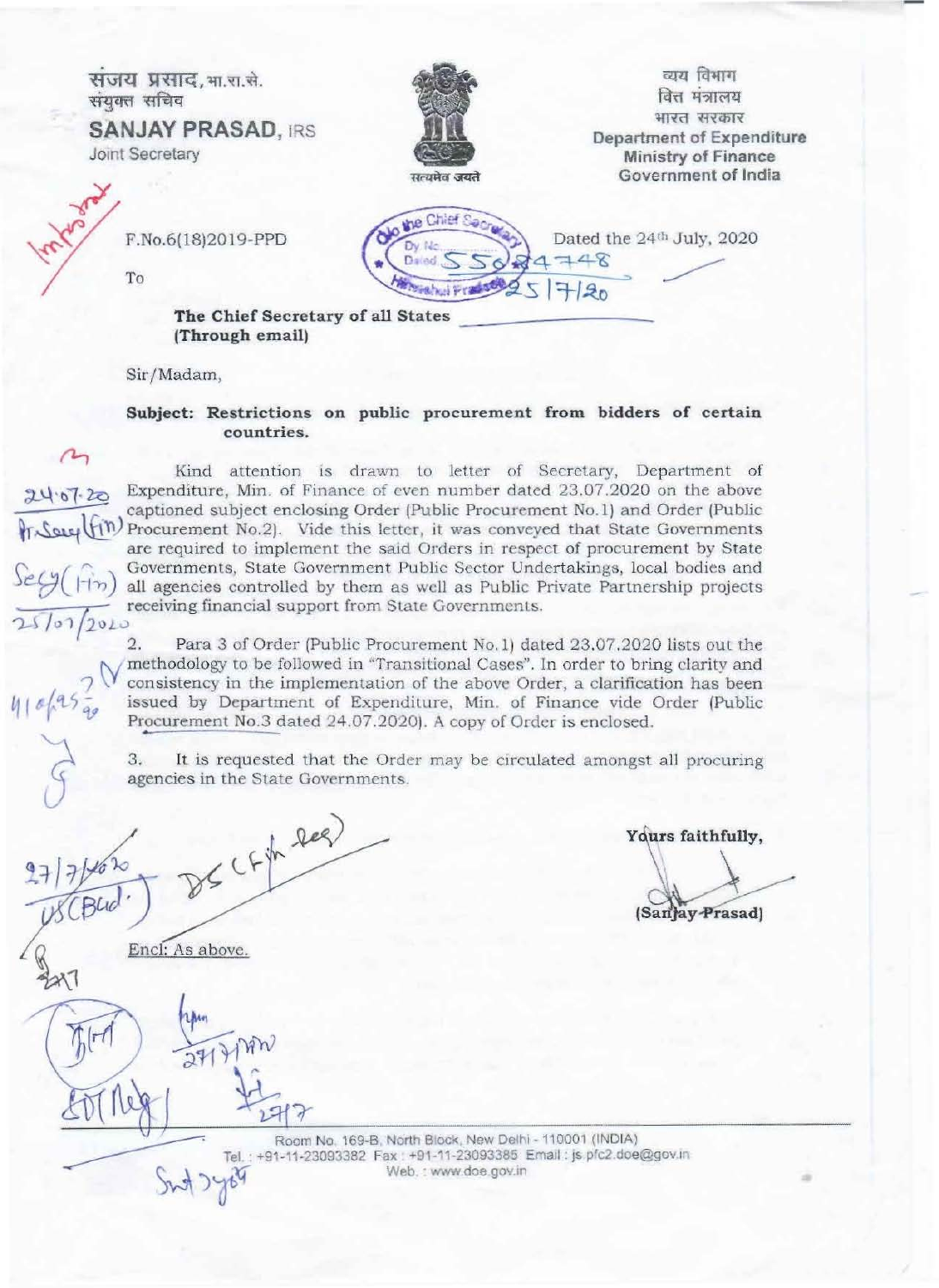संजय प्रसाद, भा.रा.से.
संयुक्त सचिव
**SANJAY PRASAD, IRS**
Joint Secretary

सत्यमेव जयते

व्यय विभाग
वित्त मंत्रालय
भारत सरकार
**Department of Expenditure**
**Ministry of Finance**
**Government of India**

F.No.6(18)2019-PPD

Dated the 24th July, 2020

To

**The Chief Secretary of all States**
**(Through email)**

Sir/Madam,

**Subject: Restrictions on public procurement from bidders of certain countries.**

Kind attention is drawn to letter of Secretary, Department of Expenditure, Min. of Finance of even number dated 23.07.2020 on the above captioned subject enclosing Order (Public Procurement No.1) and Order (Public Procurement No.2). Vide this letter, it was conveyed that State Governments are required to implement the said Orders in respect of procurement by State Governments, State Government Public Sector Undertakings, local bodies and all agencies controlled by them as well as Public Private Partnership projects receiving financial support from State Governments.

2. Para 3 of Order (Public Procurement No.1) dated 23.07.2020 lists out the methodology to be followed in "Transitional Cases". In order to bring clarity and consistency in the implementation of the above Order, a clarification has been issued by Department of Expenditure, Min. of Finance vide Order (Public Procurement No.3 dated 24.07.2020). A copy of Order is enclosed.

3. It is requested that the Order may be circulated amongst all procuring agencies in the State Governments.

Yours faithfully,

(Sanjay Prasad)

Encl: As above.

Room No. 169-B, North Block, New Delhi - 110001 (INDIA)
Tel. : +91-11-23093382 Fax : +91-11-23093385 Email : js.pfc2.doe@gov.in
Web. : www.doe.gov.in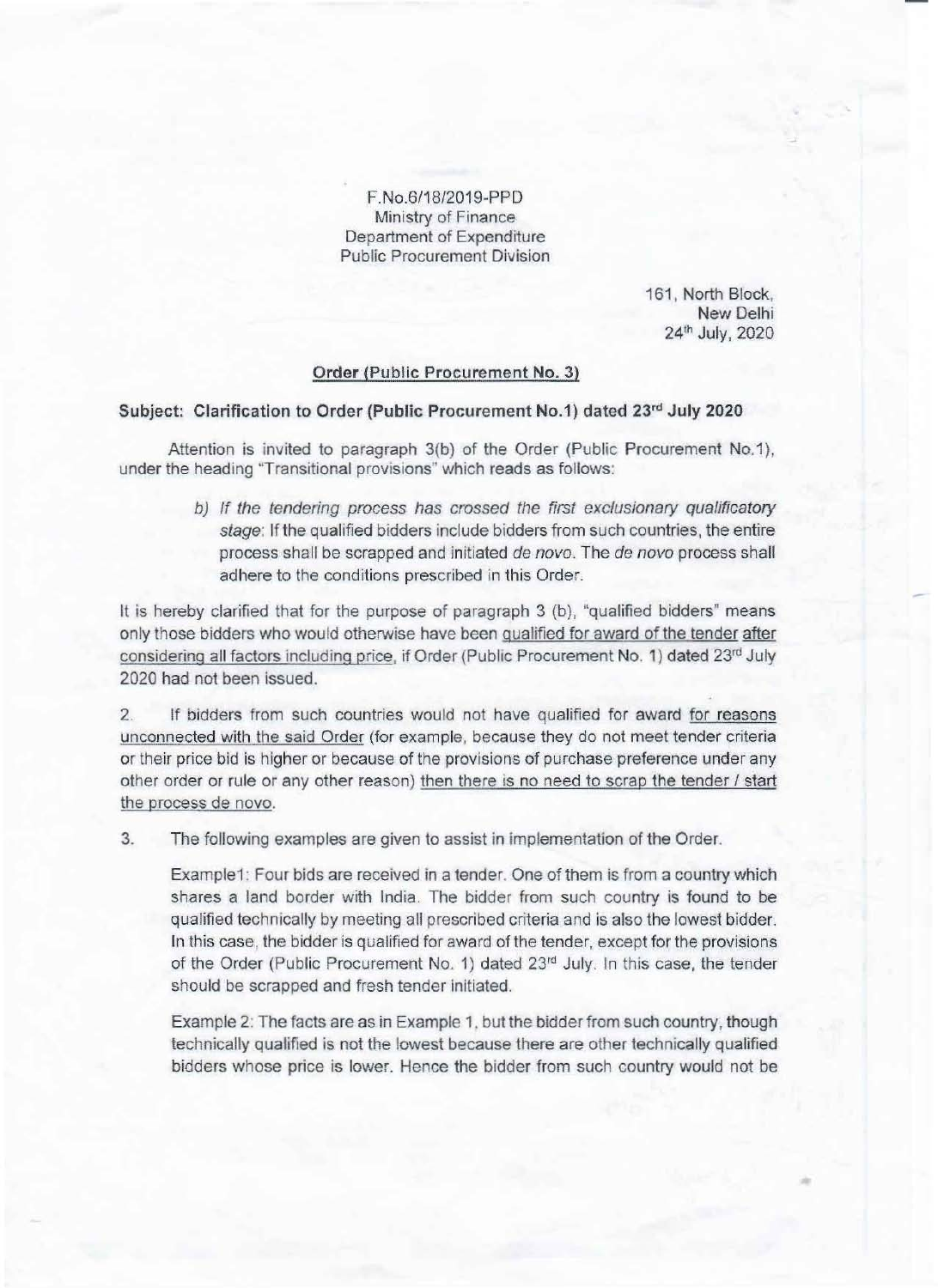F.No.6/18/2019-PPD
Ministry of Finance
Department of Expenditure
Public Procurement Division

161, North Block,
New Delhi
24th July, 2020

**Order (Public Procurement No. 3)**

**Subject: Clarification to Order (Public Procurement No.1) dated 23rd July 2020**

Attention is invited to paragraph 3(b) of the Order (Public Procurement No.1), under the heading "Transitional provisions" which reads as follows:

> b) *If the tendering process has crossed the first exclusionary qualificatory stage*: If the qualified bidders include bidders from such countries, the entire process shall be scrapped and initiated *de novo*. The *de novo* process shall adhere to the conditions prescribed in this Order.

It is hereby clarified that for the purpose of paragraph 3 (b), "qualified bidders" means only those bidders who would otherwise have been qualified for award of the tender after considering all factors including price, if Order (Public Procurement No. 1) dated 23rd July 2020 had not been issued.

2. If bidders from such countries would not have qualified for award for reasons unconnected with the said Order (for example, because they do not meet tender criteria or their price bid is higher or because of the provisions of purchase preference under any other order or rule or any other reason) then there is no need to scrap the tender / start the process de novo.

3. The following examples are given to assist in implementation of the Order.

Example1: Four bids are received in a tender. One of them is from a country which shares a land border with India. The bidder from such country is found to be qualified technically by meeting all prescribed criteria and is also the lowest bidder. In this case, the bidder is qualified for award of the tender, except for the provisions of the Order (Public Procurement No. 1) dated 23rd July. In this case, the tender should be scrapped and fresh tender initiated.

Example 2: The facts are as in Example 1, but the bidder from such country, though technically qualified is not the lowest because there are other technically qualified bidders whose price is lower. Hence the bidder from such country would not be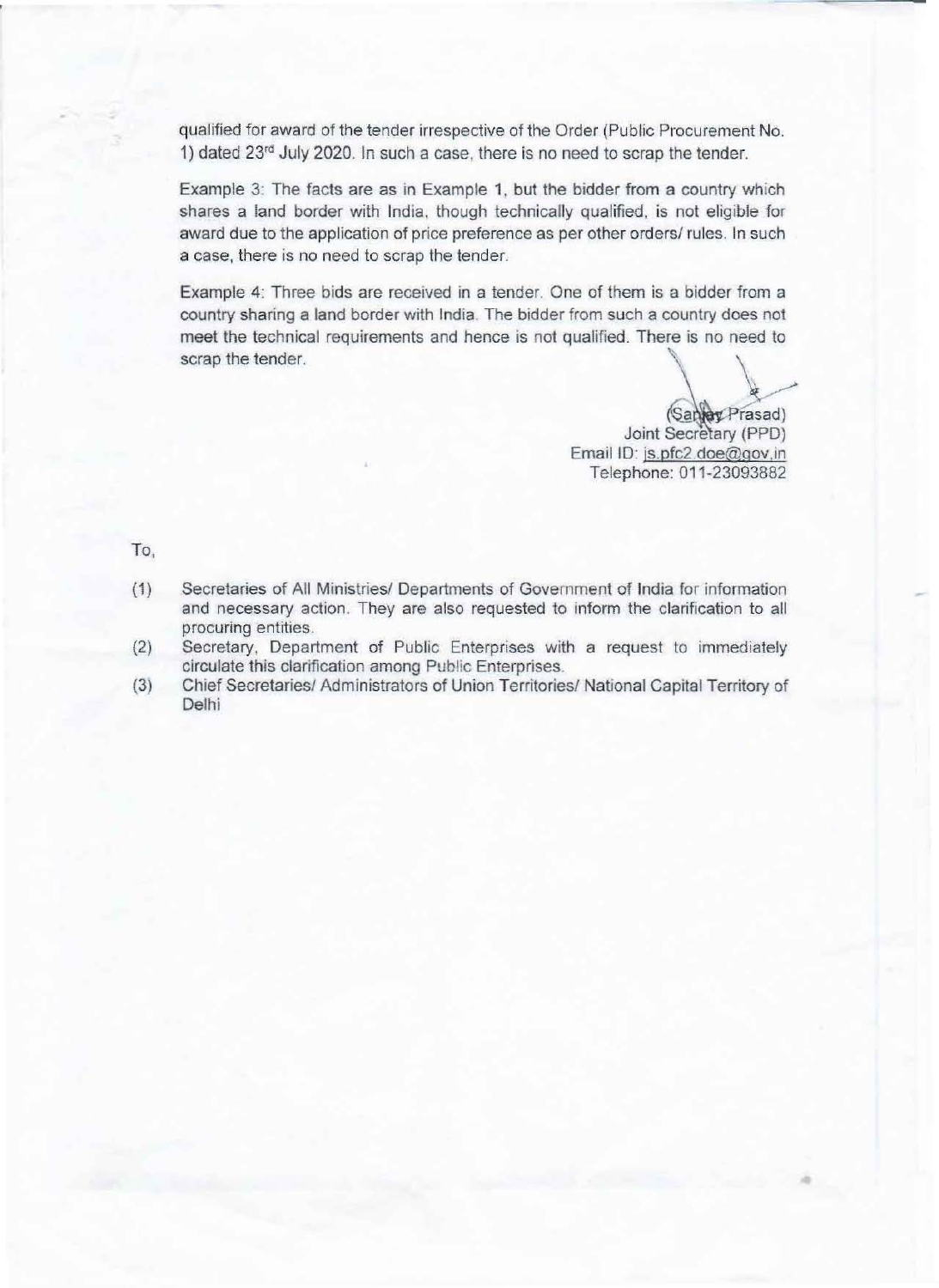qualified for award of the tender irrespective of the Order (Public Procurement No. 1) dated 23rd July 2020. In such a case, there is no need to scrap the tender.

Example 3: The facts are as in Example 1, but the bidder from a country which shares a land border with India, though technically qualified, is not eligible for award due to the application of price preference as per other orders/ rules. In such a case, there is no need to scrap the tender.

Example 4: Three bids are received in a tender. One of them is a bidder from a country sharing a land border with India. The bidder from such a country does not meet the technical requirements and hence is not qualified. There is no need to scrap the tender.

(Sanjay Prasad)
Joint Secretary (PPD)
Email ID: js.pfc2.doe@gov.in
Telephone: 011-23093882

To,

(1) Secretaries of All Ministries/ Departments of Government of India for information and necessary action. They are also requested to inform the clarification to all procuring entities.
(2) Secretary, Department of Public Enterprises with a request to immediately circulate this clarification among Public Enterprises.
(3) Chief Secretaries/ Administrators of Union Territories/ National Capital Territory of Delhi